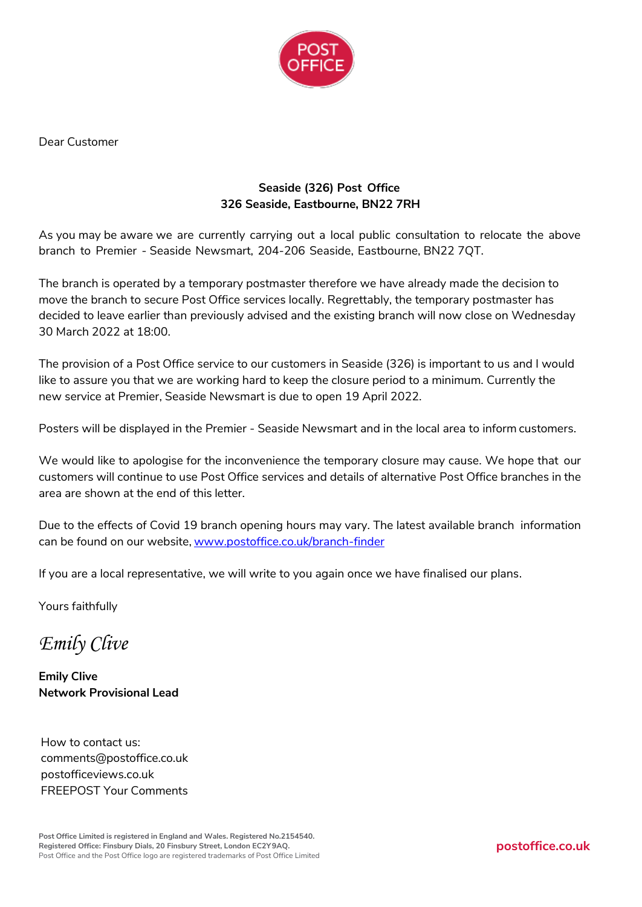POST OFFICE

Dear Customer

**Seaside (326) Post Office**
**326 Seaside, Eastbourne, BN22 7RH**

As you may be aware we are currently carrying out a local public consultation to relocate the above branch to Premier - Seaside Newsmart, 204-206 Seaside, Eastbourne, BN22 7QT.

The branch is operated by a temporary postmaster therefore we have already made the decision to move the branch to secure Post Office services locally. Regrettably, the temporary postmaster has decided to leave earlier than previously advised and the existing branch will now close on Wednesday 30 March 2022 at 18:00.

The provision of a Post Office service to our customers in Seaside (326) is important to us and I would like to assure you that we are working hard to keep the closure period to a minimum. Currently the new service at Premier, Seaside Newsmart is due to open 19 April 2022.

Posters will be displayed in the Premier - Seaside Newsmart and in the local area to inform customers.

We would like to apologise for the inconvenience the temporary closure may cause. We hope that our customers will continue to use Post Office services and details of alternative Post Office branches in the area are shown at the end of this letter.

Due to the effects of Covid 19 branch opening hours may vary. The latest available branch information can be found on our website, [www.postoffice.co.uk/branch-finder](www.postoffice.co.uk/branch-finder)

If you are a local representative, we will write to you again once we have finalised our plans.

Yours faithfully

*Emily Clive*

**Emily Clive**
**Network Provisional Lead**

How to contact us:
comments@postoffice.co.uk
postofficeviews.co.uk
FREEPOST Your Comments

**Post Office Limited is registered in England and Wales. Registered No.2154540.**
**Registered Office: Finsbury Dials, 20 Finsbury Street, London EC2Y9AQ.**
Post Office and the Post Office logo are registered trademarks of Post Office Limited

**postoffice.co.uk**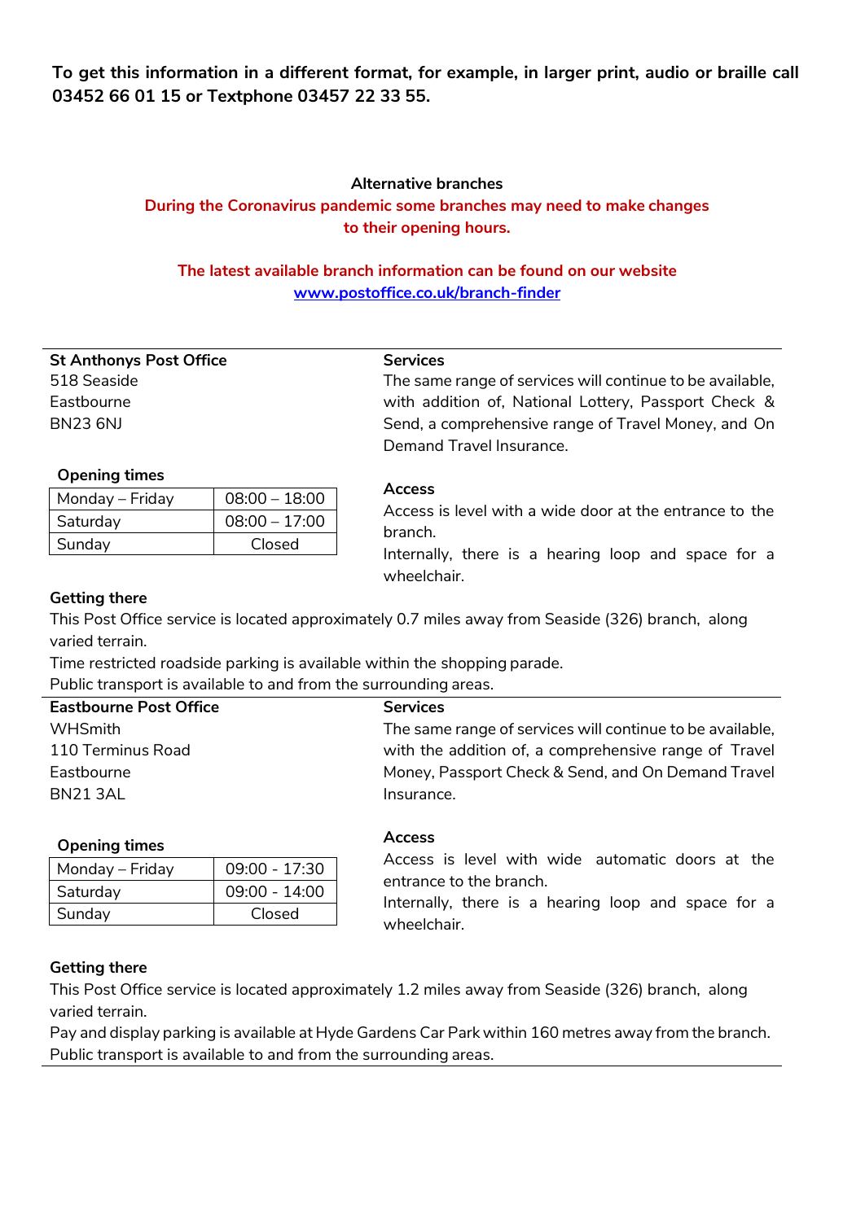**To get this information in a different format, for example, in larger print, audio or braille call 03452 66 01 15 or Textphone 03457 22 33 55.**

**Alternative branches**

**During the Coronavirus pandemic some branches may need to make changes to their opening hours.**

**The latest available branch information can be found on our website [www.postoffice.co.uk/branch-finder](http://www.postoffice.co.uk/branch-finder)**

---

**St Anthonys Post Office**
518 Seaside
Eastbourne
BN23 6NJ

**Opening times**

| Monday – Friday | 08:00 – 18:00 |
|---|---|
| Saturday | 08:00 – 17:00 |
| Sunday | Closed |

**Services**
The same range of services will continue to be available, with addition of, National Lottery, Passport Check & Send, a comprehensive range of Travel Money, and On Demand Travel Insurance.

**Access**
Access is level with a wide door at the entrance to the branch.
Internally, there is a hearing loop and space for a wheelchair.

**Getting there**
This Post Office service is located approximately 0.7 miles away from Seaside (326) branch, along varied terrain.
Time restricted roadside parking is available within the shopping parade.
Public transport is available to and from the surrounding areas.

---

**Eastbourne Post Office**
WHSmith
110 Terminus Road
Eastbourne
BN21 3AL

**Opening times**

| Monday – Friday | 09:00 - 17:30 |
|---|---|
| Saturday | 09:00 - 14:00 |
| Sunday | Closed |

**Services**
The same range of services will continue to be available, with the addition of, a comprehensive range of Travel Money, Passport Check & Send, and On Demand Travel Insurance.

**Access**
Access is level with wide automatic doors at the entrance to the branch.
Internally, there is a hearing loop and space for a wheelchair.

**Getting there**
This Post Office service is located approximately 1.2 miles away from Seaside (326) branch, along varied terrain.
Pay and display parking is available at Hyde Gardens Car Park within 160 metres away from the branch.
Public transport is available to and from the surrounding areas.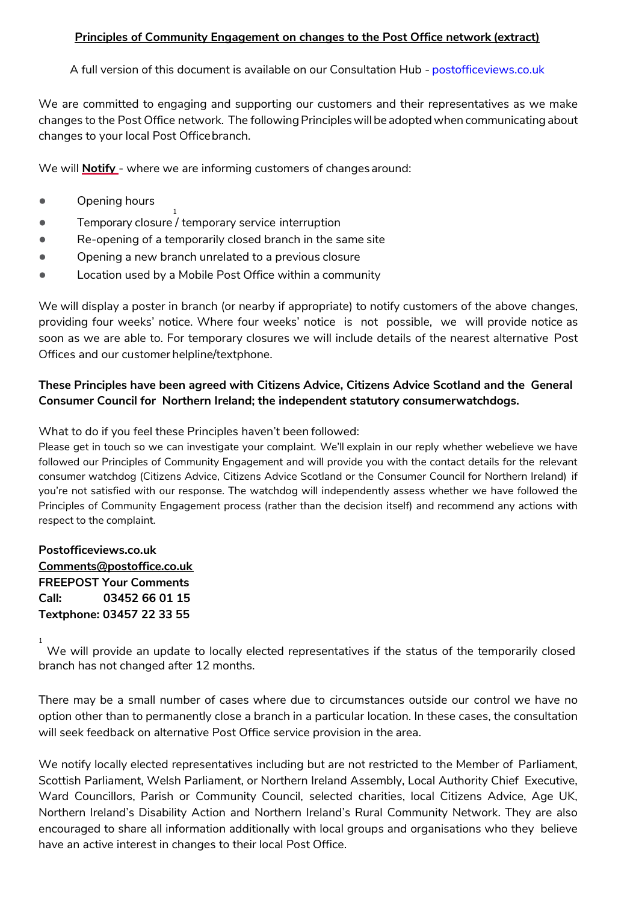**Principles of Community Engagement on changes to the Post Office network (extract)**

A full version of this document is available on our Consultation Hub - postofficeviews.co.uk

We are committed to engaging and supporting our customers and their representatives as we make changes to the Post Office network. The following Principles will be adopted when communicating about changes to your local Post Office branch.

We will **Notify** - where we are informing customers of changes around:

- Opening hours
- Temporary closure[1] / temporary service interruption
- Re-opening of a temporarily closed branch in the same site
- Opening a new branch unrelated to a previous closure
- Location used by a Mobile Post Office within a community

We will display a poster in branch (or nearby if appropriate) to notify customers of the above changes, providing four weeks' notice. Where four weeks' notice is not possible, we will provide notice as soon as we are able to. For temporary closures we will include details of the nearest alternative Post Offices and our customer helpline/textphone.

**These Principles have been agreed with Citizens Advice, Citizens Advice Scotland and the General Consumer Council for Northern Ireland; the independent statutory consumerwatchdogs.**

What to do if you feel these Principles haven't been followed:

Please get in touch so we can investigate your complaint. We'll explain in our reply whether webelieve we have followed our Principles of Community Engagement and will provide you with the contact details for the relevant consumer watchdog (Citizens Advice, Citizens Advice Scotland or the Consumer Council for Northern Ireland) if you're not satisfied with our response. The watchdog will independently assess whether we have followed the Principles of Community Engagement process (rather than the decision itself) and recommend any actions with respect to the complaint.

**Postofficeviews.co.uk**
**Comments@postoffice.co.uk**
**FREEPOST Your Comments**
**Call: 03452 66 01 15**
**Textphone: 03457 22 33 55**

[1] We will provide an update to locally elected representatives if the status of the temporarily closed branch has not changed after 12 months.

There may be a small number of cases where due to circumstances outside our control we have no option other than to permanently close a branch in a particular location. In these cases, the consultation will seek feedback on alternative Post Office service provision in the area.

We notify locally elected representatives including but are not restricted to the Member of Parliament, Scottish Parliament, Welsh Parliament, or Northern Ireland Assembly, Local Authority Chief Executive, Ward Councillors, Parish or Community Council, selected charities, local Citizens Advice, Age UK, Northern Ireland's Disability Action and Northern Ireland's Rural Community Network. They are also encouraged to share all information additionally with local groups and organisations who they believe have an active interest in changes to their local Post Office.